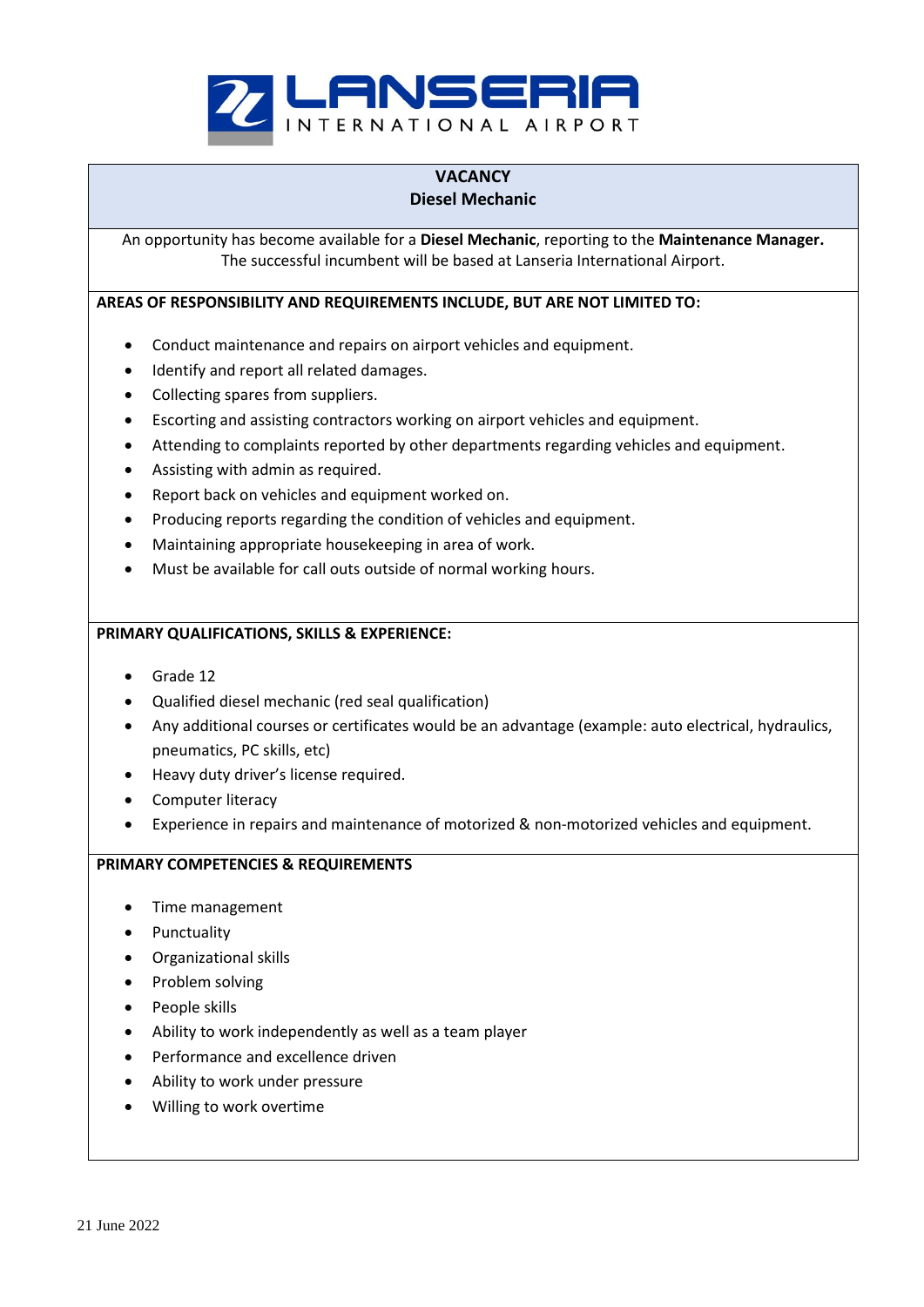LANSERIA INTERNATIONAL AIRPORT

# VACANCY
## Diesel Mechanic

An opportunity has become available for a **Diesel Mechanic**, reporting to the **Maintenance Manager.** The successful incumbent will be based at Lanseria International Airport.

**AREAS OF RESPONSIBILITY AND REQUIREMENTS INCLUDE, BUT ARE NOT LIMITED TO:**

- Conduct maintenance and repairs on airport vehicles and equipment.
- Identify and report all related damages.
- Collecting spares from suppliers.
- Escorting and assisting contractors working on airport vehicles and equipment.
- Attending to complaints reported by other departments regarding vehicles and equipment.
- Assisting with admin as required.
- Report back on vehicles and equipment worked on.
- Producing reports regarding the condition of vehicles and equipment.
- Maintaining appropriate housekeeping in area of work.
- Must be available for call outs outside of normal working hours.

**PRIMARY QUALIFICATIONS, SKILLS & EXPERIENCE:**

- Grade 12
- Qualified diesel mechanic (red seal qualification)
- Any additional courses or certificates would be an advantage (example: auto electrical, hydraulics, pneumatics, PC skills, etc)
- Heavy duty driver's license required.
- Computer literacy
- Experience in repairs and maintenance of motorized & non-motorized vehicles and equipment.

**PRIMARY COMPETENCIES & REQUIREMENTS**

- Time management
- Punctuality
- Organizational skills
- Problem solving
- People skills
- Ability to work independently as well as a team player
- Performance and excellence driven
- Ability to work under pressure
- Willing to work overtime

21 June 2022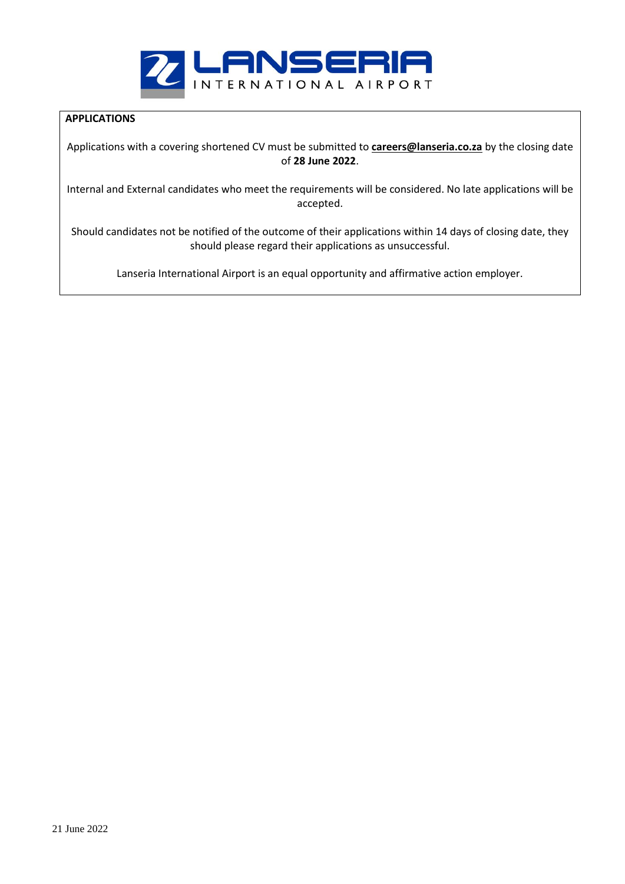**APPLICATIONS**

Applications with a covering shortened CV must be submitted to **careers@lanseria.co.za** by the closing date of **28 June 2022**.

Internal and External candidates who meet the requirements will be considered. No late applications will be accepted.

Should candidates not be notified of the outcome of their applications within 14 days of closing date, they should please regard their applications as unsuccessful.

Lanseria International Airport is an equal opportunity and affirmative action employer.

21 June 2022